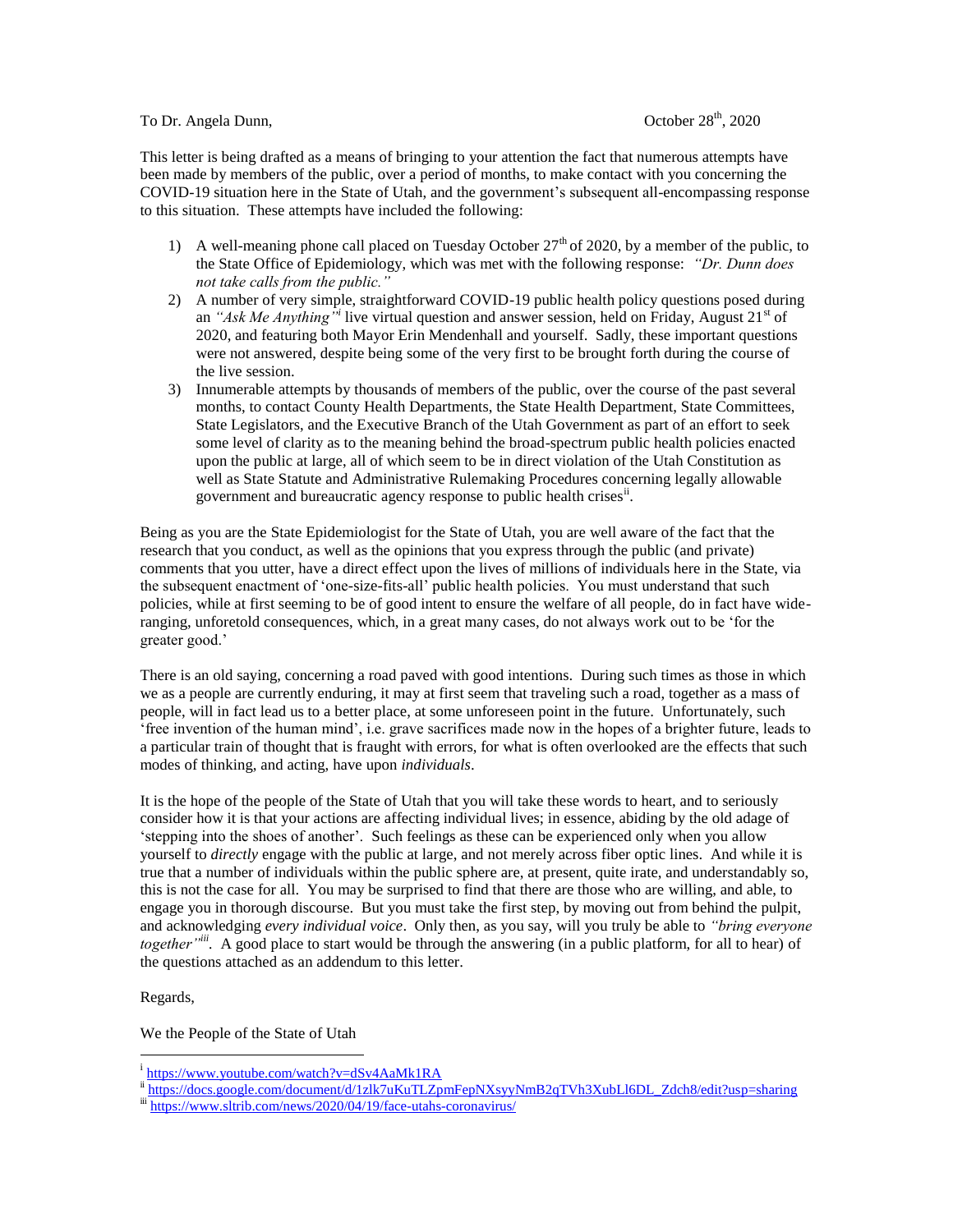To Dr. Angela Dunn, October 28th, 2020

This letter is being drafted as a means of bringing to your attention the fact that numerous attempts have been made by members of the public, over a period of months, to make contact with you concerning the COVID-19 situation here in the State of Utah, and the government's subsequent all-encompassing response to this situation. These attempts have included the following:

1) A well-meaning phone call placed on Tuesday October 27th of 2020, by a member of the public, to the State Office of Epidemiology, which was met with the following response: *"Dr. Dunn does not take calls from the public."*
2) A number of very simple, straightforward COVID-19 public health policy questions posed during an *"Ask Me Anything"*[i] live virtual question and answer session, held on Friday, August 21st of 2020, and featuring both Mayor Erin Mendenhall and yourself. Sadly, these important questions were not answered, despite being some of the very first to be brought forth during the course of the live session.
3) Innumerable attempts by thousands of members of the public, over the course of the past several months, to contact County Health Departments, the State Health Department, State Committees, State Legislators, and the Executive Branch of the Utah Government as part of an effort to seek some level of clarity as to the meaning behind the broad-spectrum public health policies enacted upon the public at large, all of which seem to be in direct violation of the Utah Constitution as well as State Statute and Administrative Rulemaking Procedures concerning legally allowable government and bureaucratic agency response to public health crises[ii].

Being as you are the State Epidemiologist for the State of Utah, you are well aware of the fact that the research that you conduct, as well as the opinions that you express through the public (and private) comments that you utter, have a direct effect upon the lives of millions of individuals here in the State, via the subsequent enactment of 'one-size-fits-all' public health policies. You must understand that such policies, while at first seeming to be of good intent to ensure the welfare of all people, do in fact have wide-ranging, unforetold consequences, which, in a great many cases, do not always work out to be 'for the greater good.'

There is an old saying, concerning a road paved with good intentions. During such times as those in which we as a people are currently enduring, it may at first seem that traveling such a road, together as a mass of people, will in fact lead us to a better place, at some unforeseen point in the future. Unfortunately, such 'free invention of the human mind', i.e. grave sacrifices made now in the hopes of a brighter future, leads to a particular train of thought that is fraught with errors, for what is often overlooked are the effects that such modes of thinking, and acting, have upon *individuals*.

It is the hope of the people of the State of Utah that you will take these words to heart, and to seriously consider how it is that your actions are affecting individual lives; in essence, abiding by the old adage of 'stepping into the shoes of another'. Such feelings as these can be experienced only when you allow yourself to *directly* engage with the public at large, and not merely across fiber optic lines. And while it is true that a number of individuals within the public sphere are, at present, quite irate, and understandably so, this is not the case for all. You may be surprised to find that there are those who are willing, and able, to engage you in thorough discourse. But you must take the first step, by moving out from behind the pulpit, and acknowledging *every individual voice*. Only then, as you say, will you truly be able to *"bring everyone together"*[iii]. A good place to start would be through the answering (in a public platform, for all to hear) of the questions attached as an addendum to this letter.

Regards,

We the People of the State of Utah

---

[i] https://www.youtube.com/watch?v=dSv4AaMk1RA

[ii] https://docs.google.com/document/d/1zlk7uKuTLZpmFepNXsyyNmB2qTVh3XubLl6DL_Zdch8/edit?usp=sharing

[iii] https://www.sltrib.com/news/2020/04/19/face-utahs-coronavirus/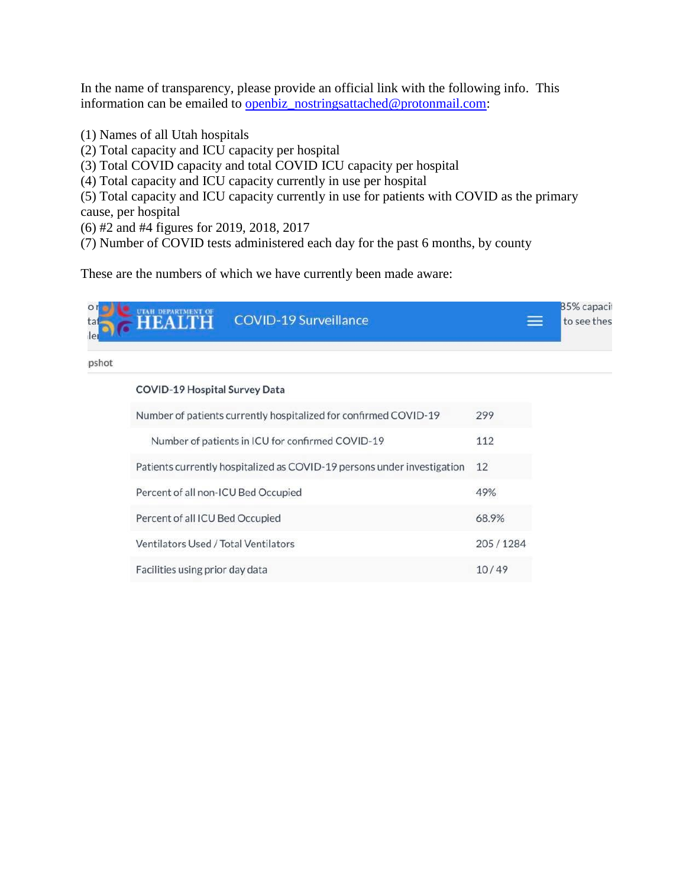In the name of transparency, please provide an official link with the following info. This information can be emailed to openbiz_nostringsattached@protonmail.com:

(1) Names of all Utah hospitals
(2) Total capacity and ICU capacity per hospital
(3) Total COVID capacity and total COVID ICU capacity per hospital
(4) Total capacity and ICU capacity currently in use per hospital
(5) Total capacity and ICU capacity currently in use for patients with COVID as the primary cause, per hospital
(6) #2 and #4 figures for 2019, 2018, 2017
(7) Number of COVID tests administered each day for the past 6 months, by county

These are the numbers of which we have currently been made aware:

UTAH DEPARTMENT OF HEALTH COVID-19 Surveillance

pshot

**COVID-19 Hospital Survey Data**

| | |
|---|---|
| Number of patients currently hospitalized for confirmed COVID-19 | 299 |
| Number of patients in ICU for confirmed COVID-19 | 112 |
| Patients currently hospitalized as COVID-19 persons under investigation | 12 |
| Percent of all non-ICU Bed Occupied | 49% |
| Percent of all ICU Bed Occupied | 68.9% |
| Ventilators Used / Total Ventilators | 205 / 1284 |
| Facilities using prior day data | 10 / 49 |